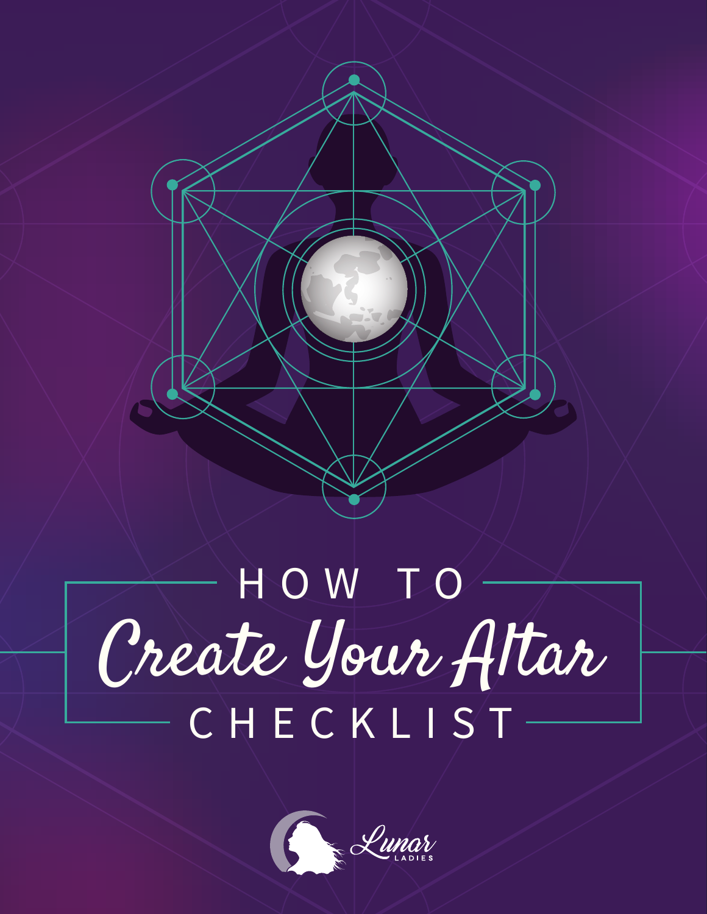# HOW TO Create Your Altar CHECKLIST

Lunar LADIES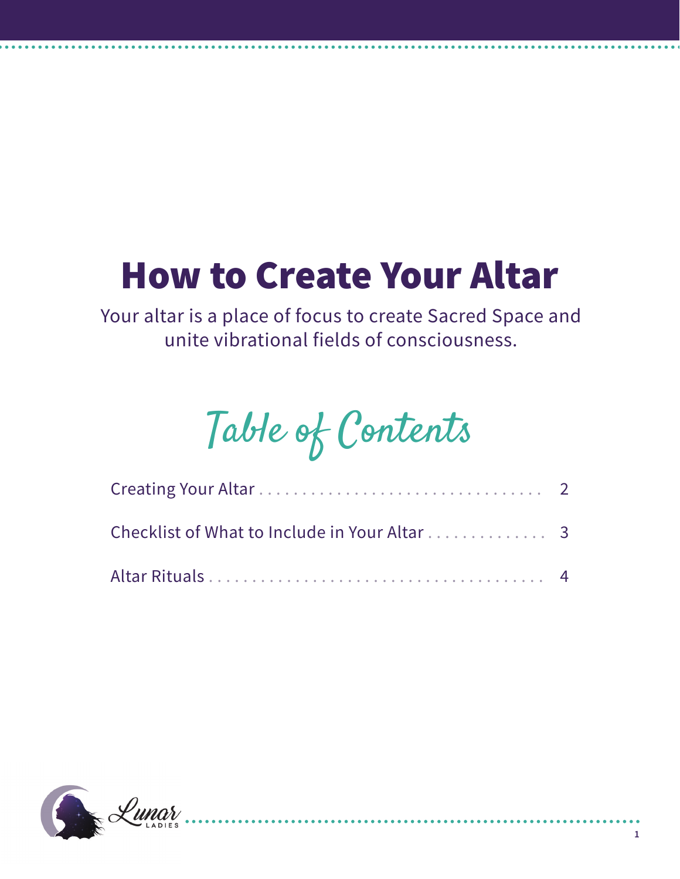# How to Create Your Altar

Your altar is a place of focus to create Sacred Space and unite vibrational fields of consciousness.

## Table of Contents

Creating Your Altar . . . . . . . . . . . . . . . . . . . . . . . . . . . . . . . . 2

Checklist of What to Include in Your Altar . . . . . . . . . . . . . . 3

Altar Rituals . . . . . . . . . . . . . . . . . . . . . . . . . . . . . . . . . . . . . . 4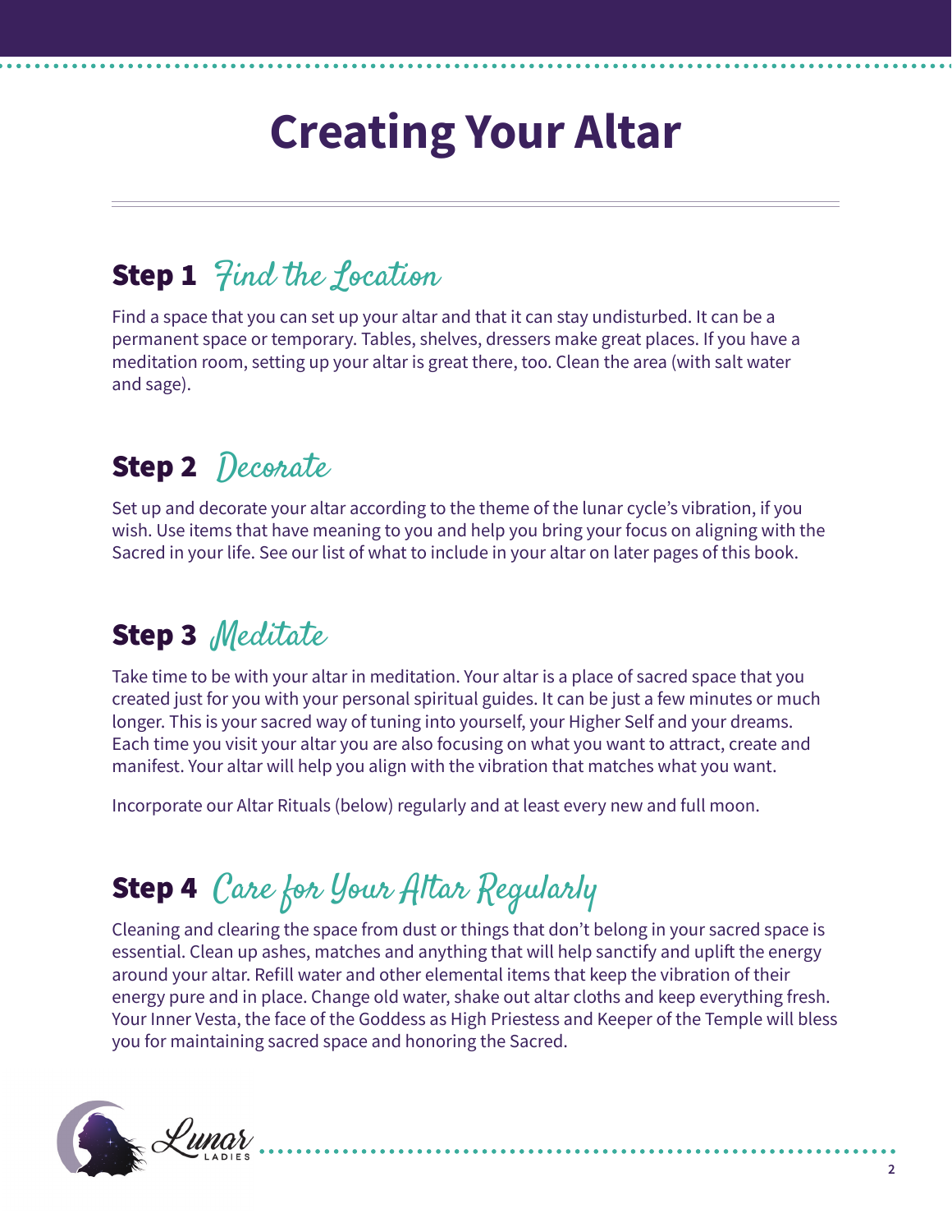# Creating Your Altar

## Step 1 *Find the Location*

Find a space that you can set up your altar and that it can stay undisturbed. It can be a permanent space or temporary. Tables, shelves, dressers make great places. If you have a meditation room, setting up your altar is great there, too. Clean the area (with salt water and sage).

## Step 2 *Decorate*

Set up and decorate your altar according to the theme of the lunar cycle's vibration, if you wish. Use items that have meaning to you and help you bring your focus on aligning with the Sacred in your life. See our list of what to include in your altar on later pages of this book.

## Step 3 *Meditate*

Take time to be with your altar in meditation. Your altar is a place of sacred space that you created just for you with your personal spiritual guides. It can be just a few minutes or much longer. This is your sacred way of tuning into yourself, your Higher Self and your dreams. Each time you visit your altar you are also focusing on what you want to attract, create and manifest. Your altar will help you align with the vibration that matches what you want.

Incorporate our Altar Rituals (below) regularly and at least every new and full moon.

## Step 4 *Care for Your Altar Regularly*

Cleaning and clearing the space from dust or things that don't belong in your sacred space is essential. Clean up ashes, matches and anything that will help sanctify and uplift the energy around your altar. Refill water and other elemental items that keep the vibration of their energy pure and in place. Change old water, shake out altar cloths and keep everything fresh. Your Inner Vesta, the face of the Goddess as High Priestess and Keeper of the Temple will bless you for maintaining sacred space and honoring the Sacred.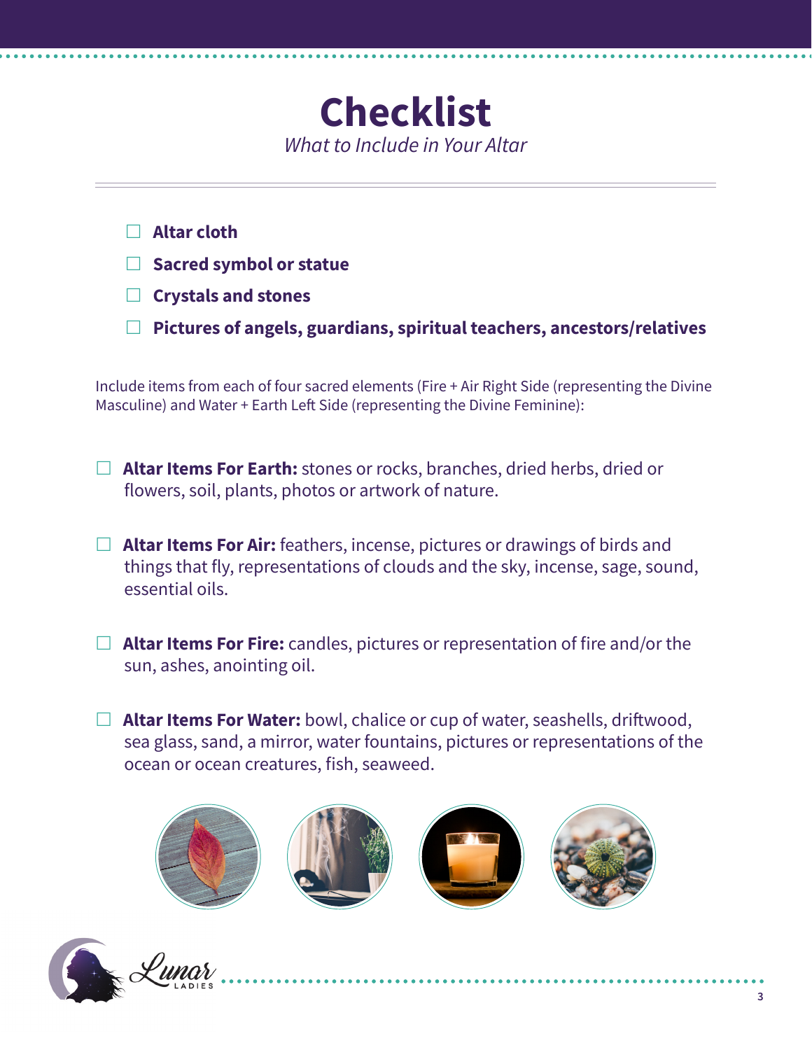# Checklist

*What to Include in Your Altar*

- ☐ **Altar cloth**
- ☐ **Sacred symbol or statue**
- ☐ **Crystals and stones**
- ☐ **Pictures of angels, guardians, spiritual teachers, ancestors/relatives**

Include items from each of four sacred elements (Fire + Air Right Side (representing the Divine Masculine) and Water + Earth Left Side (representing the Divine Feminine):

- ☐ **Altar Items For Earth:** stones or rocks, branches, dried herbs, dried or flowers, soil, plants, photos or artwork of nature.

- ☐ **Altar Items For Air:** feathers, incense, pictures or drawings of birds and things that fly, representations of clouds and the sky, incense, sage, sound, essential oils.

- ☐ **Altar Items For Fire:** candles, pictures or representation of fire and/or the sun, ashes, anointing oil.

- ☐ **Altar Items For Water:** bowl, chalice or cup of water, seashells, driftwood, sea glass, sand, a mirror, water fountains, pictures or representations of the ocean or ocean creatures, fish, seaweed.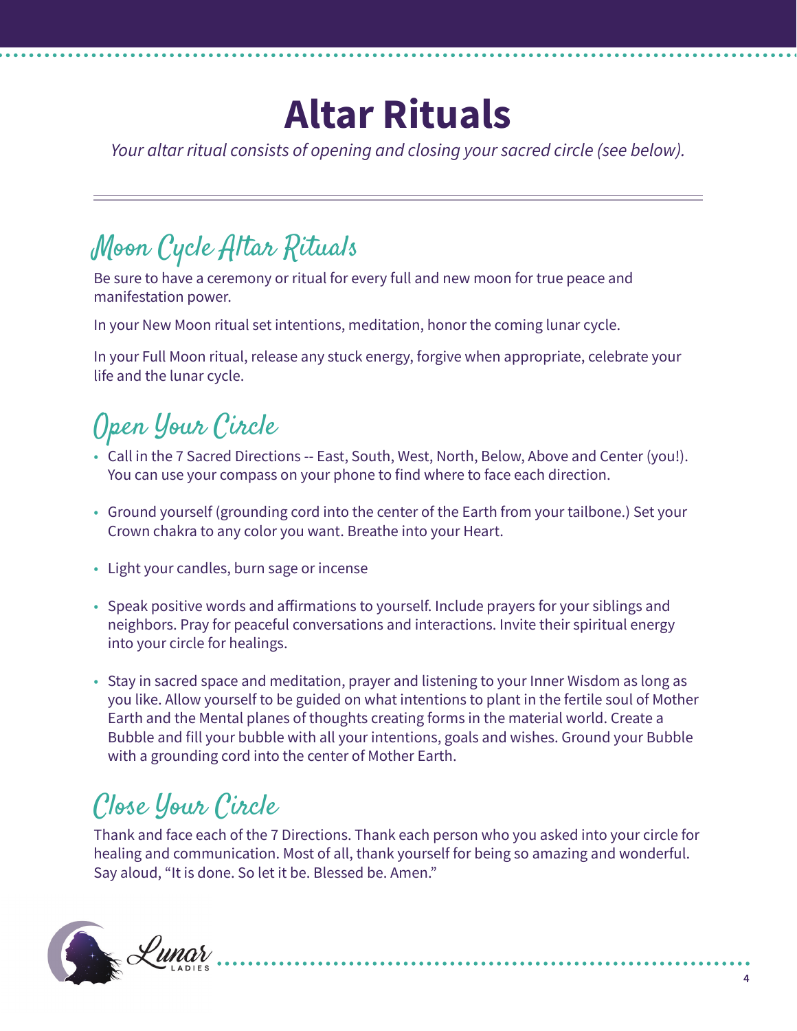# Altar Rituals

*Your altar ritual consists of opening and closing your sacred circle (see below).*

---

## Moon Cycle Altar Rituals

Be sure to have a ceremony or ritual for every full and new moon for true peace and manifestation power.

In your New Moon ritual set intentions, meditation, honor the coming lunar cycle.

In your Full Moon ritual, release any stuck energy, forgive when appropriate, celebrate your life and the lunar cycle.

## Open Your Circle

- Call in the 7 Sacred Directions -- East, South, West, North, Below, Above and Center (you!). You can use your compass on your phone to find where to face each direction.
- Ground yourself (grounding cord into the center of the Earth from your tailbone.) Set your Crown chakra to any color you want. Breathe into your Heart.
- Light your candles, burn sage or incense
- Speak positive words and affirmations to yourself. Include prayers for your siblings and neighbors. Pray for peaceful conversations and interactions. Invite their spiritual energy into your circle for healings.
- Stay in sacred space and meditation, prayer and listening to your Inner Wisdom as long as you like. Allow yourself to be guided on what intentions to plant in the fertile soul of Mother Earth and the Mental planes of thoughts creating forms in the material world. Create a Bubble and fill your bubble with all your intentions, goals and wishes. Ground your Bubble with a grounding cord into the center of Mother Earth.

## Close Your Circle

Thank and face each of the 7 Directions. Thank each person who you asked into your circle for healing and communication. Most of all, thank yourself for being so amazing and wonderful. Say aloud, “It is done. So let it be. Blessed be. Amen.”